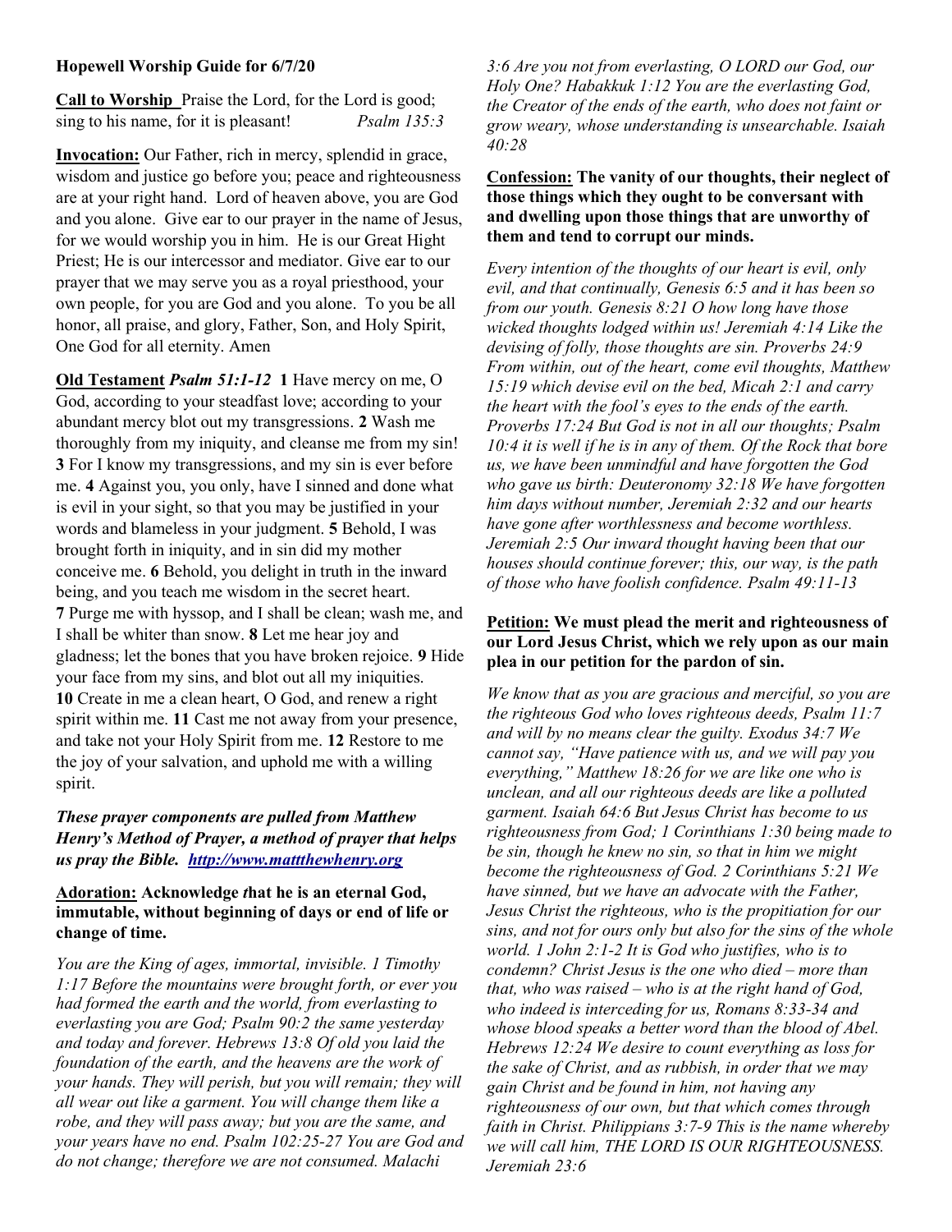**Hopewell Worship Guide for 6/7/20**

**Call to Worship** Praise the Lord, for the Lord is good; sing to his name, for it is pleasant! *Psalm 135:3*

**Invocation:** Our Father, rich in mercy, splendid in grace, wisdom and justice go before you; peace and righteousness are at your right hand. Lord of heaven above, you are God and you alone. Give ear to our prayer in the name of Jesus, for we would worship you in him. He is our Great Hight Priest; He is our intercessor and mediator. Give ear to our prayer that we may serve you as a royal priesthood, your own people, for you are God and you alone. To you be all honor, all praise, and glory, Father, Son, and Holy Spirit, One God for all eternity. Amen

**Old Testament** ***Psalm 51:1-12*** **1** Have mercy on me, O God, according to your steadfast love; according to your abundant mercy blot out my transgressions. **2** Wash me thoroughly from my iniquity, and cleanse me from my sin! **3** For I know my transgressions, and my sin is ever before me. **4** Against you, you only, have I sinned and done what is evil in your sight, so that you may be justified in your words and blameless in your judgment. **5** Behold, I was brought forth in iniquity, and in sin did my mother conceive me. **6** Behold, you delight in truth in the inward being, and you teach me wisdom in the secret heart. **7** Purge me with hyssop, and I shall be clean; wash me, and I shall be whiter than snow. **8** Let me hear joy and gladness; let the bones that you have broken rejoice. **9** Hide your face from my sins, and blot out all my iniquities. **10** Create in me a clean heart, O God, and renew a right spirit within me. **11** Cast me not away from your presence, and take not your Holy Spirit from me. **12** Restore to me the joy of your salvation, and uphold me with a willing spirit.

***These prayer components are pulled from Matthew Henry's Method of Prayer, a method of prayer that helps us pray the Bible. http://www.mattthewhenry.org***

**Adoration: Acknowledge *t*hat he is an eternal God, immutable, without beginning of days or end of life or change of time.**

*You are the King of ages, immortal, invisible. 1 Timothy 1:17 Before the mountains were brought forth, or ever you had formed the earth and the world, from everlasting to everlasting you are God; Psalm 90:2 the same yesterday and today and forever. Hebrews 13:8 Of old you laid the foundation of the earth, and the heavens are the work of your hands. They will perish, but you will remain; they will all wear out like a garment. You will change them like a robe, and they will pass away; but you are the same, and your years have no end. Psalm 102:25-27 You are God and do not change; therefore we are not consumed. Malachi 3:6 Are you not from everlasting, O LORD our God, our Holy One? Habakkuk 1:12 You are the everlasting God, the Creator of the ends of the earth, who does not faint or grow weary, whose understanding is unsearchable. Isaiah 40:28*

**Confession: The vanity of our thoughts, their neglect of those things which they ought to be conversant with and dwelling upon those things that are unworthy of them and tend to corrupt our minds.**

*Every intention of the thoughts of our heart is evil, only evil, and that continually, Genesis 6:5 and it has been so from our youth. Genesis 8:21 O how long have those wicked thoughts lodged within us! Jeremiah 4:14 Like the devising of folly, those thoughts are sin. Proverbs 24:9 From within, out of the heart, come evil thoughts, Matthew 15:19 which devise evil on the bed, Micah 2:1 and carry the heart with the fool's eyes to the ends of the earth. Proverbs 17:24 But God is not in all our thoughts; Psalm 10:4 it is well if he is in any of them. Of the Rock that bore us, we have been unmindful and have forgotten the God who gave us birth: Deuteronomy 32:18 We have forgotten him days without number, Jeremiah 2:32 and our hearts have gone after worthlessness and become worthless. Jeremiah 2:5 Our inward thought having been that our houses should continue forever; this, our way, is the path of those who have foolish confidence. Psalm 49:11-13*

**Petition: We must plead the merit and righteousness of our Lord Jesus Christ, which we rely upon as our main plea in our petition for the pardon of sin.**

*We know that as you are gracious and merciful, so you are the righteous God who loves righteous deeds, Psalm 11:7 and will by no means clear the guilty. Exodus 34:7 We cannot say, "Have patience with us, and we will pay you everything," Matthew 18:26 for we are like one who is unclean, and all our righteous deeds are like a polluted garment. Isaiah 64:6 But Jesus Christ has become to us righteousness from God; 1 Corinthians 1:30 being made to be sin, though he knew no sin, so that in him we might become the righteousness of God. 2 Corinthians 5:21 We have sinned, but we have an advocate with the Father, Jesus Christ the righteous, who is the propitiation for our sins, and not for ours only but also for the sins of the whole world. 1 John 2:1-2 It is God who justifies, who is to condemn? Christ Jesus is the one who died – more than that, who was raised – who is at the right hand of God, who indeed is interceding for us, Romans 8:33-34 and whose blood speaks a better word than the blood of Abel. Hebrews 12:24 We desire to count everything as loss for the sake of Christ, and as rubbish, in order that we may gain Christ and be found in him, not having any righteousness of our own, but that which comes through faith in Christ. Philippians 3:7-9 This is the name whereby we will call him, THE LORD IS OUR RIGHTEOUSNESS. Jeremiah 23:6*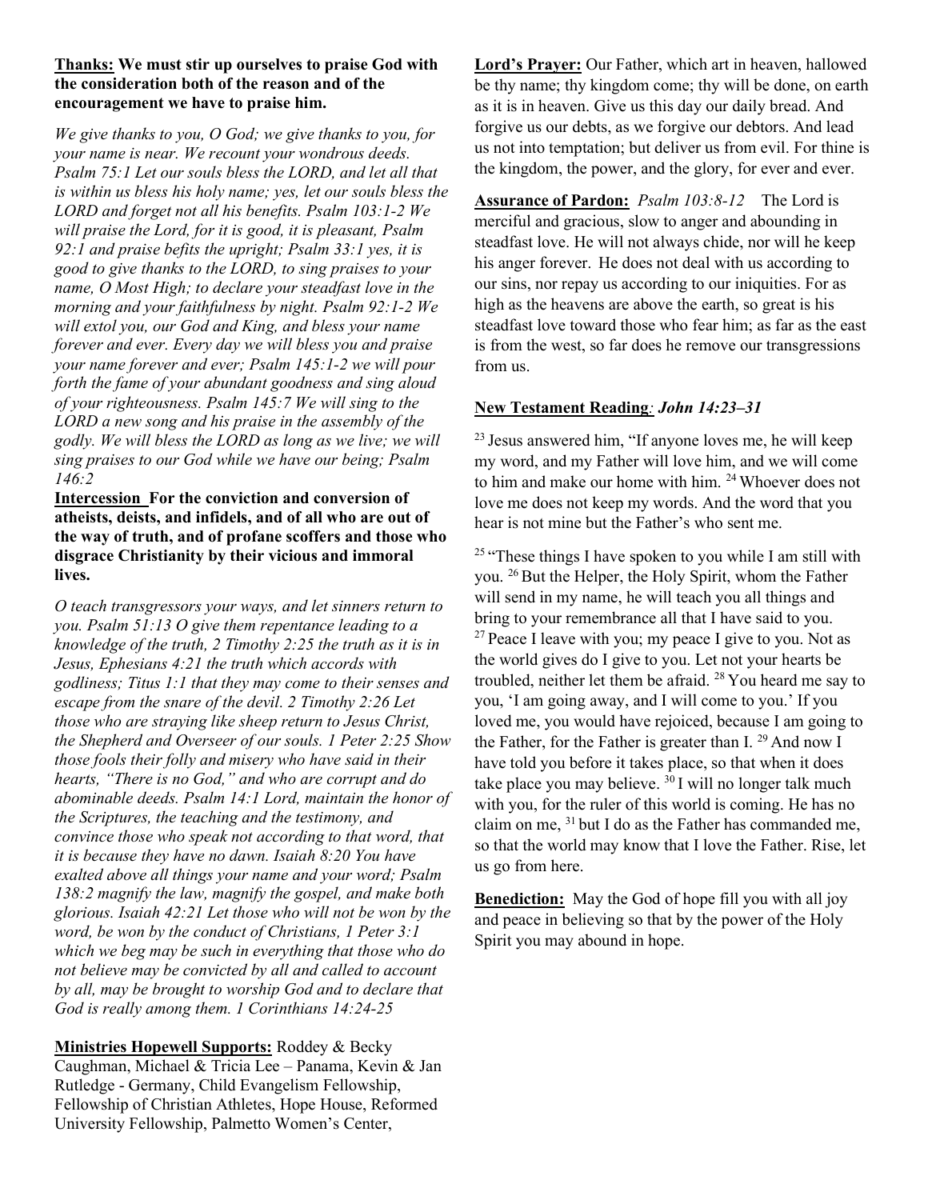**Thanks:** **We must stir up ourselves to praise God with the consideration both of the reason and of the encouragement we have to praise him.**

*We give thanks to you, O God; we give thanks to you, for your name is near. We recount your wondrous deeds. Psalm 75:1 Let our souls bless the LORD, and let all that is within us bless his holy name; yes, let our souls bless the LORD and forget not all his benefits. Psalm 103:1-2 We will praise the Lord, for it is good, it is pleasant, Psalm 92:1 and praise befits the upright; Psalm 33:1 yes, it is good to give thanks to the LORD, to sing praises to your name, O Most High; to declare your steadfast love in the morning and your faithfulness by night. Psalm 92:1-2 We will extol you, our God and King, and bless your name forever and ever. Every day we will bless you and praise your name forever and ever; Psalm 145:1-2 we will pour forth the fame of your abundant goodness and sing aloud of your righteousness. Psalm 145:7 We will sing to the LORD a new song and his praise in the assembly of the godly. We will bless the LORD as long as we live; we will sing praises to our God while we have our being; Psalm 146:2*

**Intercession** **For the conviction and conversion of atheists, deists, and infidels, and of all who are out of the way of truth, and of profane scoffers and those who disgrace Christianity by their vicious and immoral lives.**

*O teach transgressors your ways, and let sinners return to you. Psalm 51:13 O give them repentance leading to a knowledge of the truth, 2 Timothy 2:25 the truth as it is in Jesus, Ephesians 4:21 the truth which accords with godliness; Titus 1:1 that they may come to their senses and escape from the snare of the devil. 2 Timothy 2:26 Let those who are straying like sheep return to Jesus Christ, the Shepherd and Overseer of our souls. 1 Peter 2:25 Show those fools their folly and misery who have said in their hearts, "There is no God," and who are corrupt and do abominable deeds. Psalm 14:1 Lord, maintain the honor of the Scriptures, the teaching and the testimony, and convince those who speak not according to that word, that it is because they have no dawn. Isaiah 8:20 You have exalted above all things your name and your word; Psalm 138:2 magnify the law, magnify the gospel, and make both glorious. Isaiah 42:21 Let those who will not be won by the word, be won by the conduct of Christians, 1 Peter 3:1 which we beg may be such in everything that those who do not believe may be convicted by all and called to account by all, may be brought to worship God and to declare that God is really among them. 1 Corinthians 14:24-25*

**Ministries Hopewell Supports:** Roddey & Becky Caughman, Michael & Tricia Lee – Panama, Kevin & Jan Rutledge - Germany, Child Evangelism Fellowship, Fellowship of Christian Athletes, Hope House, Reformed University Fellowship, Palmetto Women's Center,

**Lord's Prayer:** Our Father, which art in heaven, hallowed be thy name; thy kingdom come; thy will be done, on earth as it is in heaven. Give us this day our daily bread. And forgive us our debts, as we forgive our debtors. And lead us not into temptation; but deliver us from evil. For thine is the kingdom, the power, and the glory, for ever and ever.

**Assurance of Pardon:** *Psalm 103:8-12* The Lord is merciful and gracious, slow to anger and abounding in steadfast love. He will not always chide, nor will he keep his anger forever. He does not deal with us according to our sins, nor repay us according to our iniquities. For as high as the heavens are above the earth, so great is his steadfast love toward those who fear him; as far as the east is from the west, so far does he remove our transgressions from us.

**New Testament Reading***: John 14:23–31*

[23] Jesus answered him, "If anyone loves me, he will keep my word, and my Father will love him, and we will come to him and make our home with him. [24] Whoever does not love me does not keep my words. And the word that you hear is not mine but the Father's who sent me.

[25] "These things I have spoken to you while I am still with you. [26] But the Helper, the Holy Spirit, whom the Father will send in my name, he will teach you all things and bring to your remembrance all that I have said to you. [27] Peace I leave with you; my peace I give to you. Not as the world gives do I give to you. Let not your hearts be troubled, neither let them be afraid. [28] You heard me say to you, 'I am going away, and I will come to you.' If you loved me, you would have rejoiced, because I am going to the Father, for the Father is greater than I. [29] And now I have told you before it takes place, so that when it does take place you may believe. [30] I will no longer talk much with you, for the ruler of this world is coming. He has no claim on me, [31] but I do as the Father has commanded me, so that the world may know that I love the Father. Rise, let us go from here.

**Benediction:** May the God of hope fill you with all joy and peace in believing so that by the power of the Holy Spirit you may abound in hope.